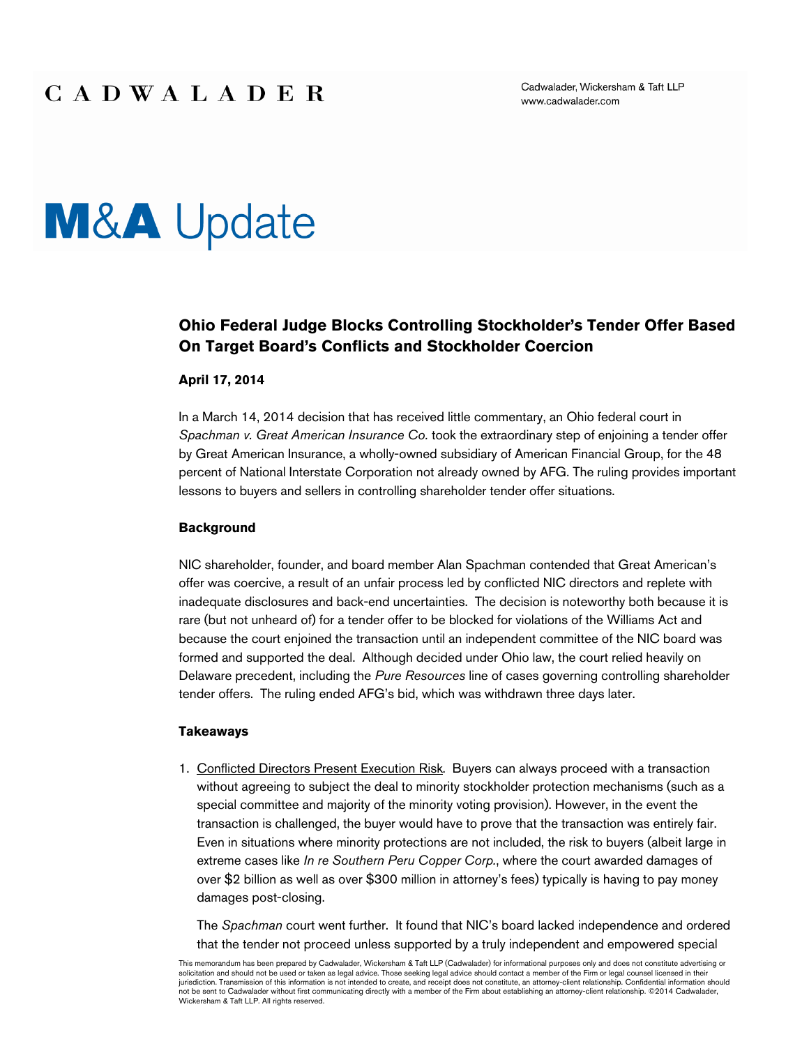CADWALADER

Cadwalader, Wickersham & Taft LLP
www.cadwalader.com

# M&A Update

## Ohio Federal Judge Blocks Controlling Stockholder's Tender Offer Based On Target Board's Conflicts and Stockholder Coercion

**April 17, 2014**

In a March 14, 2014 decision that has received little commentary, an Ohio federal court in *Spachman v. Great American Insurance Co.* took the extraordinary step of enjoining a tender offer by Great American Insurance, a wholly-owned subsidiary of American Financial Group, for the 48 percent of National Interstate Corporation not already owned by AFG. The ruling provides important lessons to buyers and sellers in controlling shareholder tender offer situations.

### Background

NIC shareholder, founder, and board member Alan Spachman contended that Great American's offer was coercive, a result of an unfair process led by conflicted NIC directors and replete with inadequate disclosures and back-end uncertainties. The decision is noteworthy both because it is rare (but not unheard of) for a tender offer to be blocked for violations of the Williams Act and because the court enjoined the transaction until an independent committee of the NIC board was formed and supported the deal. Although decided under Ohio law, the court relied heavily on Delaware precedent, including the *Pure Resources* line of cases governing controlling shareholder tender offers. The ruling ended AFG's bid, which was withdrawn three days later.

### Takeaways

1. Conflicted Directors Present Execution Risk. Buyers can always proceed with a transaction without agreeing to subject the deal to minority stockholder protection mechanisms (such as a special committee and majority of the minority voting provision). However, in the event the transaction is challenged, the buyer would have to prove that the transaction was entirely fair. Even in situations where minority protections are not included, the risk to buyers (albeit large in extreme cases like *In re Southern Peru Copper Corp.*, where the court awarded damages of over $2 billion as well as over $300 million in attorney's fees) typically is having to pay money damages post-closing.

   The *Spachman* court went further. It found that NIC's board lacked independence and ordered that the tender not proceed unless supported by a truly independent and empowered special

This memorandum has been prepared by Cadwalader, Wickersham & Taft LLP (Cadwalader) for informational purposes only and does not constitute advertising or solicitation and should not be used or taken as legal advice. Those seeking legal advice should contact a member of the Firm or legal counsel licensed in their jurisdiction. Transmission of this information is not intended to create, and receipt does not constitute, an attorney-client relationship. Confidential information should not be sent to Cadwalader without first communicating directly with a member of the Firm about establishing an attorney-client relationship. ©2014 Cadwalader, Wickersham & Taft LLP. All rights reserved.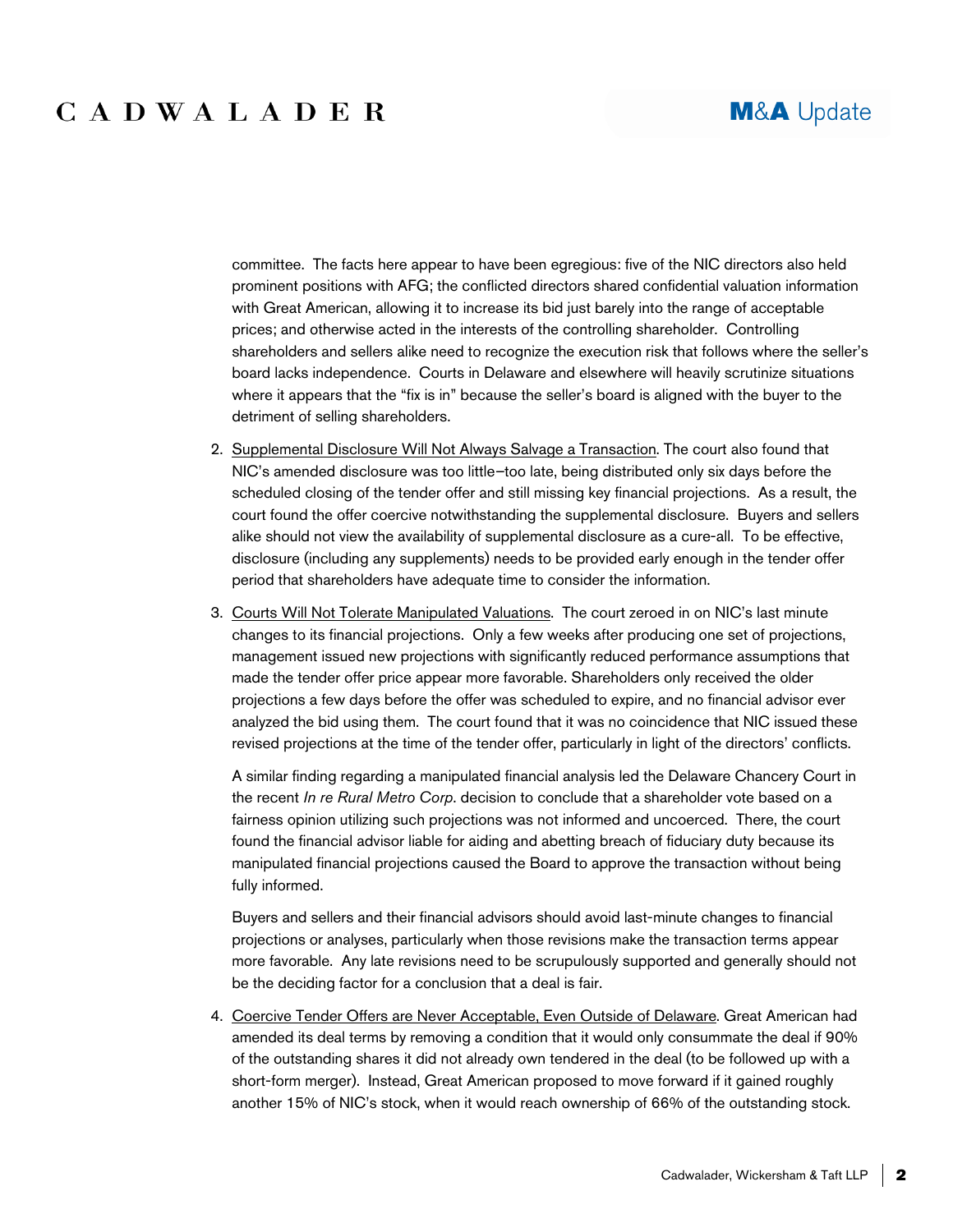committee. The facts here appear to have been egregious: five of the NIC directors also held prominent positions with AFG; the conflicted directors shared confidential valuation information with Great American, allowing it to increase its bid just barely into the range of acceptable prices; and otherwise acted in the interests of the controlling shareholder. Controlling shareholders and sellers alike need to recognize the execution risk that follows where the seller's board lacks independence. Courts in Delaware and elsewhere will heavily scrutinize situations where it appears that the "fix is in" because the seller's board is aligned with the buyer to the detriment of selling shareholders.

2. <u>Supplemental Disclosure Will Not Always Salvage a Transaction</u>. The court also found that NIC's amended disclosure was too little–too late, being distributed only six days before the scheduled closing of the tender offer and still missing key financial projections. As a result, the court found the offer coercive notwithstanding the supplemental disclosure. Buyers and sellers alike should not view the availability of supplemental disclosure as a cure-all. To be effective, disclosure (including any supplements) needs to be provided early enough in the tender offer period that shareholders have adequate time to consider the information.

3. <u>Courts Will Not Tolerate Manipulated Valuations</u>. The court zeroed in on NIC's last minute changes to its financial projections. Only a few weeks after producing one set of projections, management issued new projections with significantly reduced performance assumptions that made the tender offer price appear more favorable. Shareholders only received the older projections a few days before the offer was scheduled to expire, and no financial advisor ever analyzed the bid using them. The court found that it was no coincidence that NIC issued these revised projections at the time of the tender offer, particularly in light of the directors' conflicts.

   A similar finding regarding a manipulated financial analysis led the Delaware Chancery Court in the recent *In re Rural Metro Corp.* decision to conclude that a shareholder vote based on a fairness opinion utilizing such projections was not informed and uncoerced. There, the court found the financial advisor liable for aiding and abetting breach of fiduciary duty because its manipulated financial projections caused the Board to approve the transaction without being fully informed.

   Buyers and sellers and their financial advisors should avoid last-minute changes to financial projections or analyses, particularly when those revisions make the transaction terms appear more favorable. Any late revisions need to be scrupulously supported and generally should not be the deciding factor for a conclusion that a deal is fair.

4. <u>Coercive Tender Offers are Never Acceptable, Even Outside of Delaware</u>. Great American had amended its deal terms by removing a condition that it would only consummate the deal if 90% of the outstanding shares it did not already own tendered in the deal (to be followed up with a short-form merger). Instead, Great American proposed to move forward if it gained roughly another 15% of NIC's stock, when it would reach ownership of 66% of the outstanding stock.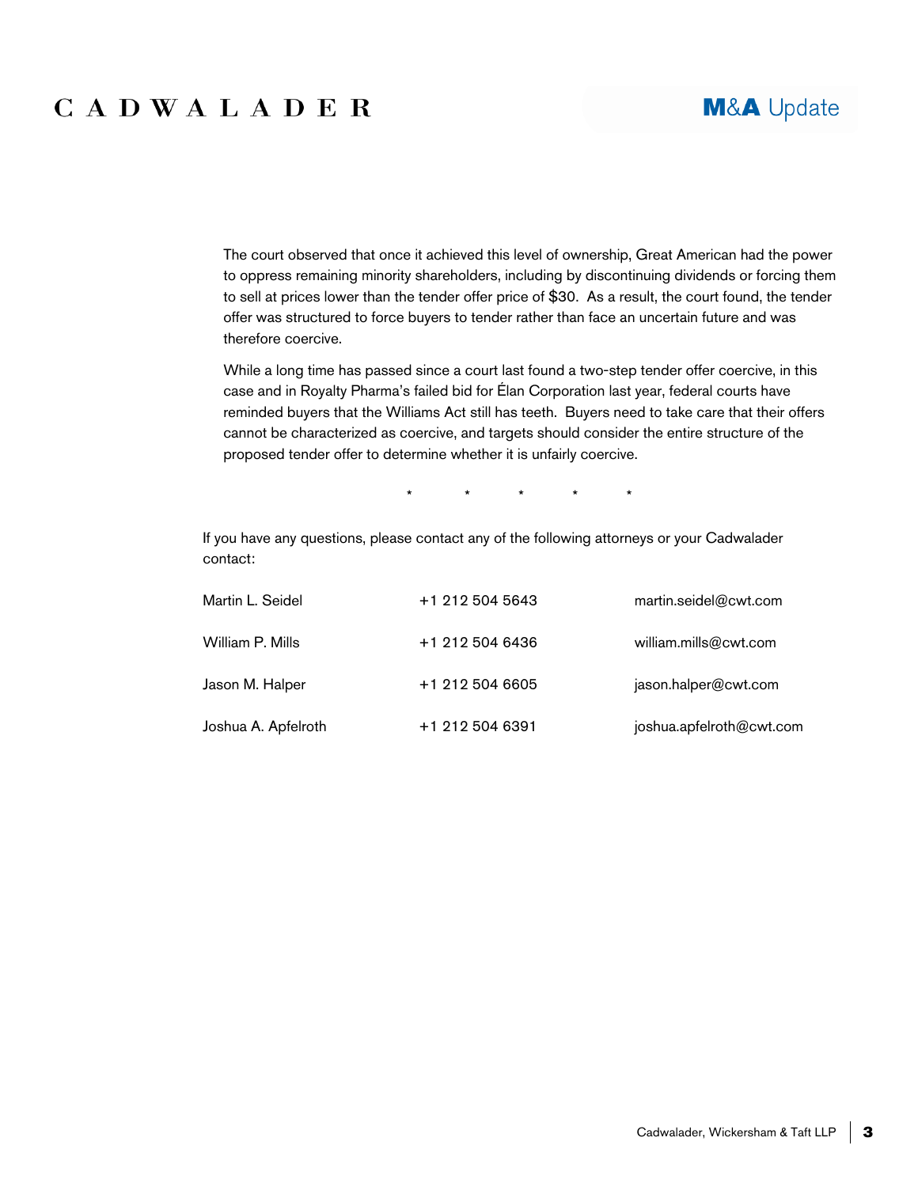The court observed that once it achieved this level of ownership, Great American had the power to oppress remaining minority shareholders, including by discontinuing dividends or forcing them to sell at prices lower than the tender offer price of $30. As a result, the court found, the tender offer was structured to force buyers to tender rather than face an uncertain future and was therefore coercive.

While a long time has passed since a court last found a two-step tender offer coercive, in this case and in Royalty Pharma's failed bid for Élan Corporation last year, federal courts have reminded buyers that the Williams Act still has teeth. Buyers need to take care that their offers cannot be characterized as coercive, and targets should consider the entire structure of the proposed tender offer to determine whether it is unfairly coercive.

\* \* \* \* \*

If you have any questions, please contact any of the following attorneys or your Cadwalader contact:

| | | |
|---|---|---|
| Martin L. Seidel | +1 212 504 5643 | martin.seidel@cwt.com |
| William P. Mills | +1 212 504 6436 | william.mills@cwt.com |
| Jason M. Halper | +1 212 504 6605 | jason.halper@cwt.com |
| Joshua A. Apfelroth | +1 212 504 6391 | joshua.apfelroth@cwt.com |